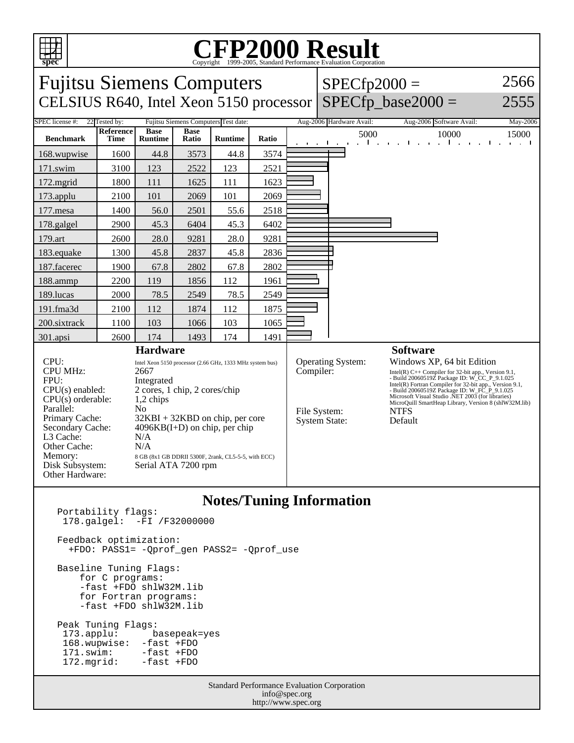# CFP2000 Result

Copyright 1999-2005, Standard Performance Evaluation Corporation

## Fujitsu Siemens Computers
CELSIUS R640, Intel Xeon 5150 processor

SPECfp2000 = 2566
SPECfp_base2000 = 2555

SPEC license #: 22 | Tested by: Fujitsu Siemens Computers | Test date: Aug-2006 | Hardware Avail: Aug-2006 | Software Avail: May-2006

| Benchmark | Reference Time | Base Runtime | Base Ratio | Runtime | Ratio |
|---|---|---|---|---|---|
| 168.wupwise | 1600 | 44.8 | 3573 | 44.8 | 3574 |
| 171.swim | 3100 | 123 | 2522 | 123 | 2521 |
| 172.mgrid | 1800 | 111 | 1625 | 111 | 1623 |
| 173.applu | 2100 | 101 | 2069 | 101 | 2069 |
| 177.mesa | 1400 | 56.0 | 2501 | 55.6 | 2518 |
| 178.galgel | 2900 | 45.3 | 6404 | 45.3 | 6402 |
| 179.art | 2600 | 28.0 | 9281 | 28.0 | 9281 |
| 183.equake | 1300 | 45.8 | 2837 | 45.8 | 2836 |
| 187.facerec | 1900 | 67.8 | 2802 | 67.8 | 2802 |
| 188.ammp | 2200 | 119 | 1856 | 112 | 1961 |
| 189.lucas | 2000 | 78.5 | 2549 | 78.5 | 2549 |
| 191.fma3d | 2100 | 112 | 1874 | 112 | 1875 |
| 200.sixtrack | 1100 | 103 | 1066 | 103 | 1065 |
| 301.apsi | 2600 | 174 | 1493 | 174 | 1491 |

### Hardware

| | |
|---|---|
| CPU: | Intel Xeon 5150 processor (2.66 GHz, 1333 MHz system bus) |
| CPU MHz: | 2667 |
| FPU: | Integrated |
| CPU(s) enabled: | 2 cores, 1 chip, 2 cores/chip |
| CPU(s) orderable: | 1,2 chips |
| Parallel: | No |
| Primary Cache: | 32KBI + 32KBD on chip, per core |
| Secondary Cache: | 4096KB(I+D) on chip, per chip |
| L3 Cache: | N/A |
| Other Cache: | N/A |
| Memory: | 8 GB (8x1 GB DDRII 5300F, 2rank, CL5-5-5, with ECC) |
| Disk Subsystem: | Serial ATA 7200 rpm |
| Other Hardware: | |

### Software

| | |
|---|---|
| Operating System: | Windows XP, 64 bit Edition |
| Compiler: | Intel(R) C++ Compiler for 32-bit app., Version 9.1, - Build 20060519Z Package ID: W_CC_P_9.1.025<br>Intel(R) Fortran Compiler for 32-bit app., Version 9.1, - Build 20060519Z Package ID: W_FC_P_9.1.025<br>Microsoft Visual Studio .NET 2003 (for libraries)<br>MicroQuill SmartHeap Library, Version 8 (shlW32M.lib) |
| File System: | NTFS |
| System State: | Default |

### Notes/Tuning Information

```
Portability flags:
 178.galgel:  -FI /F32000000

Feedback optimization:
  +FDO: PASS1= -Qprof_gen PASS2= -Qprof_use

Baseline Tuning Flags:
    for C programs:
    -fast +FDO shlW32M.lib
    for Fortran programs:
    -fast +FDO shlW32M.lib

Peak Tuning Flags:
 173.applu:      basepeak=yes
 168.wupwise:  -fast +FDO
 171.swim:     -fast +FDO
 172.mgrid:    -fast +FDO
```

Standard Performance Evaluation Corporation
info@spec.org
http://www.spec.org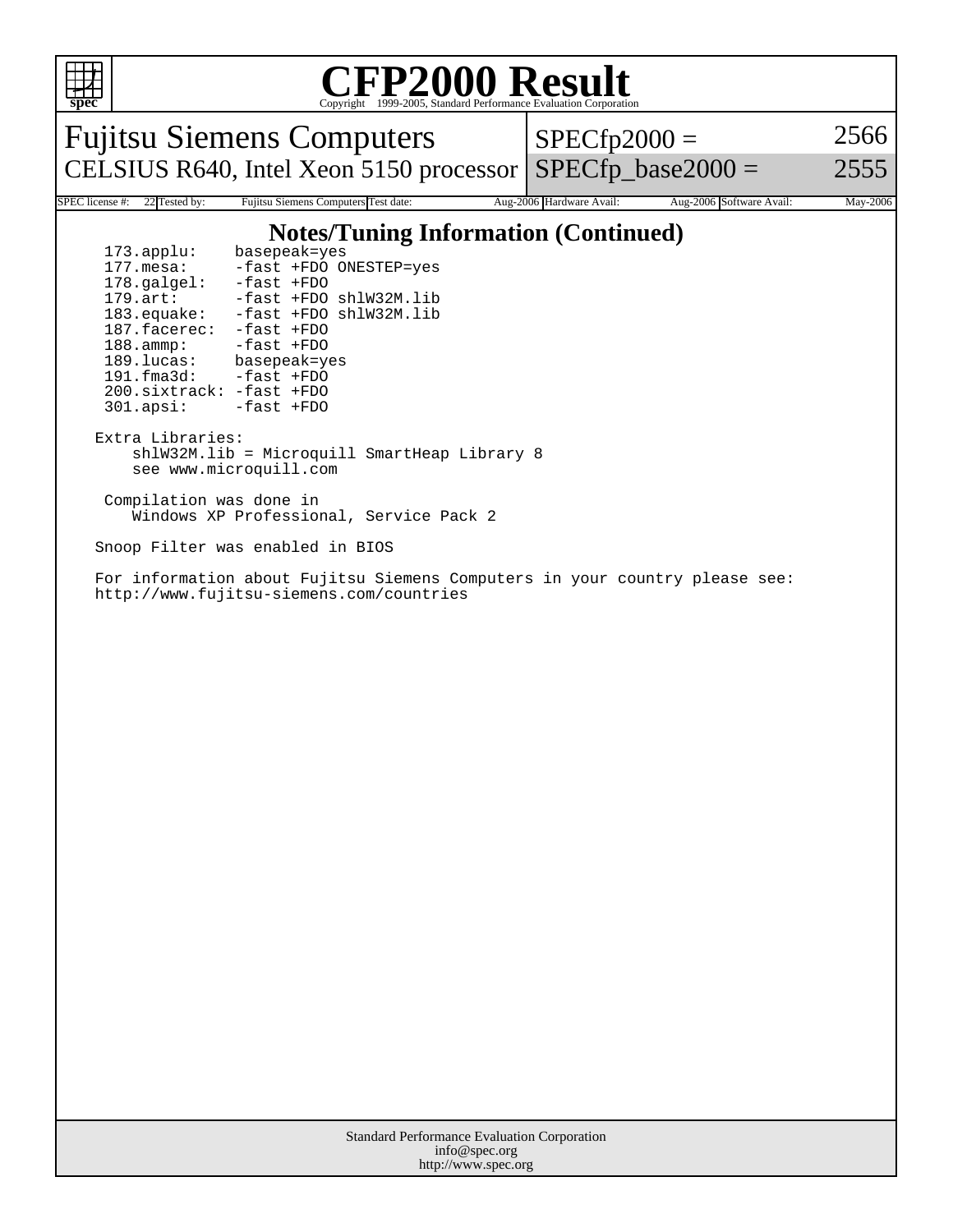# CFP2000 Result

Copyright 1999-2005, Standard Performance Evaluation Corporation

Fujitsu Siemens Computers
CELSIUS R640, Intel Xeon 5150 processor

SPECfp2000 = 2566
SPECfp_base2000 = 2555

| SPEC license #: | 22 | Tested by: | Fujitsu Siemens Computers | Test date: | Aug-2006 | Hardware Avail: | Aug-2006 | Software Avail: | May-2006 |
|---|---|---|---|---|---|---|---|---|---|

## Notes/Tuning Information (Continued)

```
    173.applu:    basepeak=yes
    177.mesa:     -fast +FDO ONESTEP=yes
    178.galgel:   -fast +FDO
    179.art:      -fast +FDO shlW32M.lib
    183.equake:   -fast +FDO shlW32M.lib
    187.facerec:  -fast +FDO
    188.ammp:     -fast +FDO
    189.lucas:    basepeak=yes
    191.fma3d:    -fast +FDO
    200.sixtrack: -fast +FDO
    301.apsi:     -fast +FDO

   Extra Libraries:
       shlW32M.lib = Microquill SmartHeap Library 8
       see www.microquill.com

    Compilation was done in
       Windows XP Professional, Service Pack 2

   Snoop Filter was enabled in BIOS

   For information about Fujitsu Siemens Computers in your country please see:
   http://www.fujitsu-siemens.com/countries
```